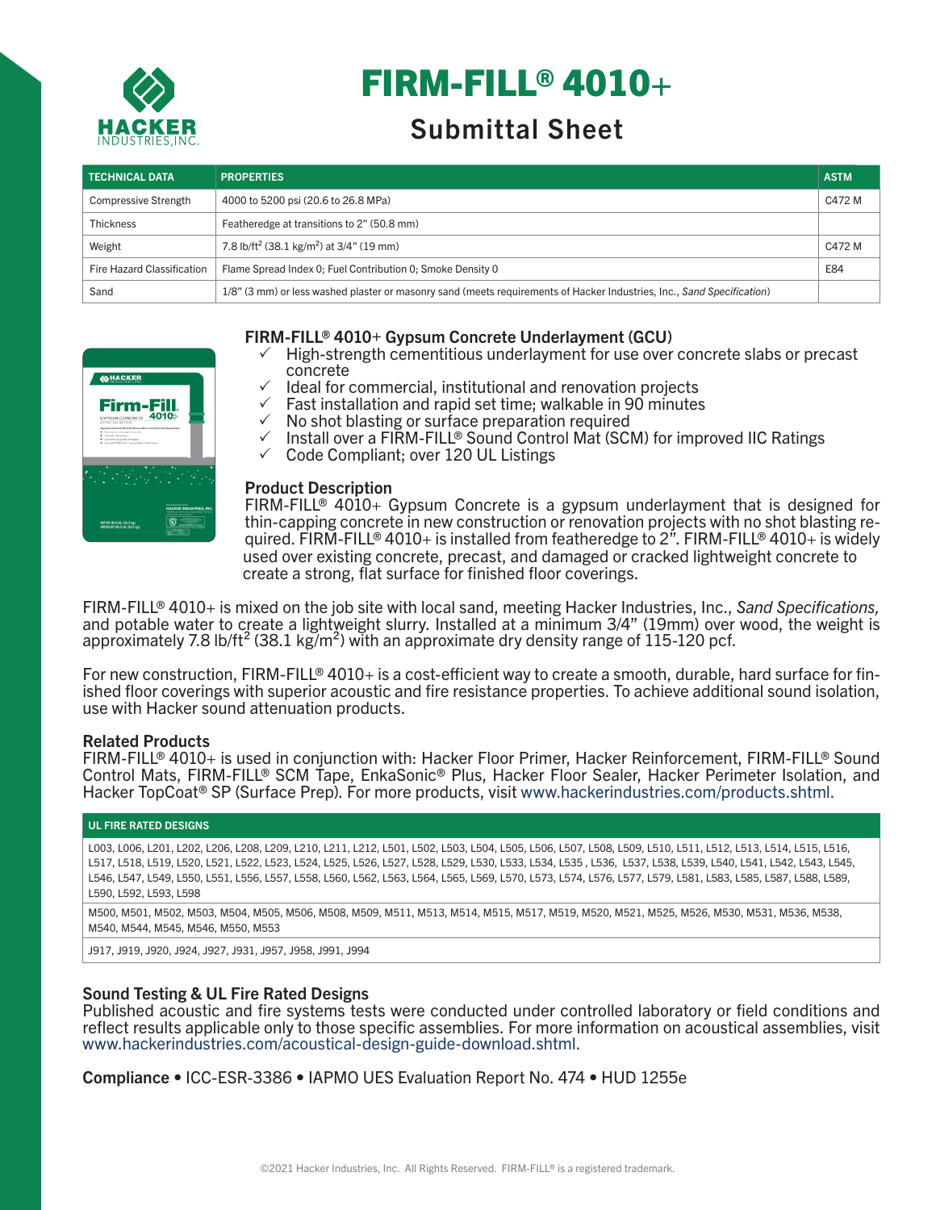# FIRM-FILL® 4010+

## Submittal Sheet

| TECHNICAL DATA | PROPERTIES | ASTM |
|---|---|---|
| Compressive Strength | 4000 to 5200 psi (20.6 to 26.8 MPa) | C472 M |
| Thickness | Featheredge at transitions to 2" (50.8 mm) | |
| Weight | 7.8 lb/ft$^2$ (38.1 kg/m$^2$) at 3/4" (19 mm) | C472 M |
| Fire Hazard Classification | Flame Spread Index 0; Fuel Contribution 0; Smoke Density 0 | E84 |
| Sand | 1/8" (3 mm) or less washed plaster or masonry sand (meets requirements of Hacker Industries, Inc., *Sand Specification*) | |

### FIRM-FILL® 4010+ Gypsum Concrete Underlayment (GCU)

- ✓ High-strength cementitious underlayment for use over concrete slabs or precast concrete
- ✓ Ideal for commercial, institutional and renovation projects
- ✓ Fast installation and rapid set time; walkable in 90 minutes
- ✓ No shot blasting or surface preparation required
- ✓ Install over a FIRM-FILL® Sound Control Mat (SCM) for improved IIC Ratings
- ✓ Code Compliant; over 120 UL Listings

### Product Description

FIRM-FILL® 4010+ Gypsum Concrete is a gypsum underlayment that is designed for thin-capping concrete in new construction or renovation projects with no shot blasting required. FIRM-FILL® 4010+ is installed from featheredge to 2". FIRM-FILL® 4010+ is widely used over existing concrete, precast, and damaged or cracked lightweight concrete to create a strong, flat surface for finished floor coverings.

FIRM-FILL® 4010+ is mixed on the job site with local sand, meeting Hacker Industries, Inc., *Sand Specifications,* and potable water to create a lightweight slurry. Installed at a minimum 3/4" (19mm) over wood, the weight is approximately 7.8 lb/ft$^2$ (38.1 kg/m$^2$) with an approximate dry density range of 115-120 pcf.

For new construction, FIRM-FILL® 4010+ is a cost-efficient way to create a smooth, durable, hard surface for finished floor coverings with superior acoustic and fire resistance properties. To achieve additional sound isolation, use with Hacker sound attenuation products.

### Related Products

FIRM-FILL® 4010+ is used in conjunction with: Hacker Floor Primer, Hacker Reinforcement, FIRM-FILL® Sound Control Mats, FIRM-FILL® SCM Tape, EnkaSonic® Plus, Hacker Floor Sealer, Hacker Perimeter Isolation, and Hacker TopCoat® SP (Surface Prep). For more products, visit www.hackerindustries.com/products.shtml.

| UL FIRE RATED DESIGNS |
|---|
| L003, L006, L201, L202, L206, L208, L209, L210, L211, L212, L501, L502, L503, L504, L505, L506, L507, L508, L509, L510, L511, L512, L513, L514, L515, L516, L517, L518, L519, L520, L521, L522, L523, L524, L525, L526, L527, L528, L529, L530, L533, L534, L535 , L536, L537, L538, L539, L540, L541, L542, L543, L545, L546, L547, L549, L550, L551, L556, L557, L558, L560, L562, L563, L564, L565, L569, L570, L573, L574, L576, L577, L579, L581, L583, L585, L587, L588, L589, L590, L592, L593, L598 |
| M500, M501, M502, M503, M504, M505, M506, M508, M509, M511, M513, M514, M515, M517, M519, M520, M521, M525, M526, M530, M531, M536, M538, M540, M544, M545, M546, M550, M553 |
| J917, J919, J920, J924, J927, J931, J957, J958, J991, J994 |

### Sound Testing & UL Fire Rated Designs

Published acoustic and fire systems tests were conducted under controlled laboratory or field conditions and reflect results applicable only to those specific assemblies. For more information on acoustical assemblies, visit www.hackerindustries.com/acoustical-design-guide-download.shtml.

**Compliance** • ICC-ESR-3386 • IAPMO UES Evaluation Report No. 474 • HUD 1255e

©2021 Hacker Industries, Inc. All Rights Reserved. FIRM-FILL® is a registered trademark.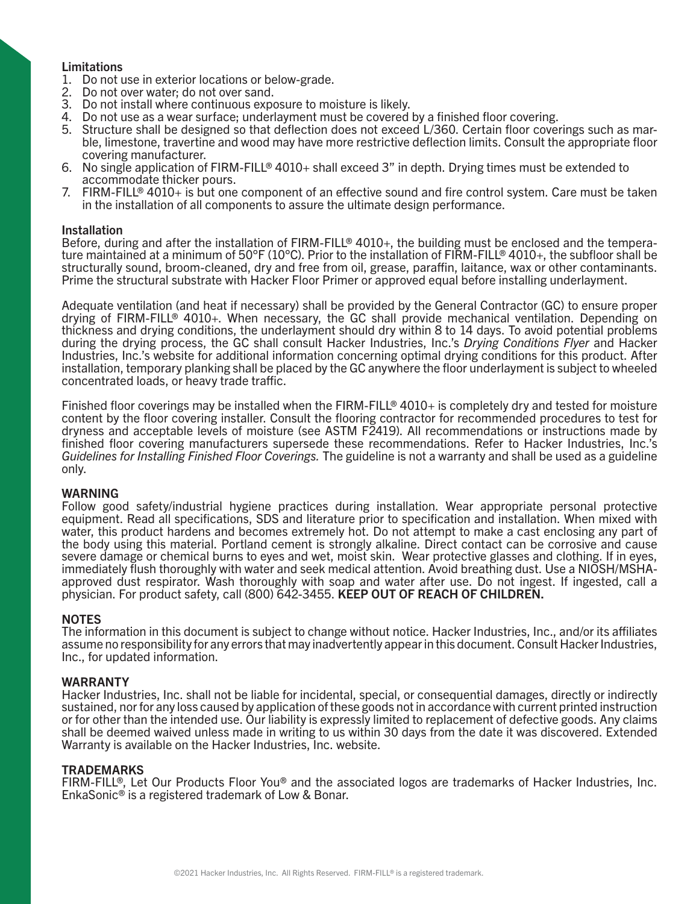### Limitations

1. Do not use in exterior locations or below-grade.
2. Do not over water; do not over sand.
3. Do not install where continuous exposure to moisture is likely.
4. Do not use as a wear surface; underlayment must be covered by a finished floor covering.
5. Structure shall be designed so that deflection does not exceed L/360. Certain floor coverings such as marble, limestone, travertine and wood may have more restrictive deflection limits. Consult the appropriate floor covering manufacturer.
6. No single application of FIRM-FILL® 4010+ shall exceed 3" in depth. Drying times must be extended to accommodate thicker pours.
7. FIRM-FILL® 4010+ is but one component of an effective sound and fire control system. Care must be taken in the installation of all components to assure the ultimate design performance.

### Installation

Before, during and after the installation of FIRM-FILL® 4010+, the building must be enclosed and the temperature maintained at a minimum of 50°F (10°C). Prior to the installation of FIRM-FILL® 4010+, the subfloor shall be structurally sound, broom-cleaned, dry and free from oil, grease, paraffin, laitance, wax or other contaminants. Prime the structural substrate with Hacker Floor Primer or approved equal before installing underlayment.

Adequate ventilation (and heat if necessary) shall be provided by the General Contractor (GC) to ensure proper drying of FIRM-FILL® 4010+. When necessary, the GC shall provide mechanical ventilation. Depending on thickness and drying conditions, the underlayment should dry within 8 to 14 days. To avoid potential problems during the drying process, the GC shall consult Hacker Industries, Inc.'s *Drying Conditions Flyer* and Hacker Industries, Inc.'s website for additional information concerning optimal drying conditions for this product. After installation, temporary planking shall be placed by the GC anywhere the floor underlayment is subject to wheeled concentrated loads, or heavy trade traffic.

Finished floor coverings may be installed when the FIRM-FILL® 4010+ is completely dry and tested for moisture content by the floor covering installer. Consult the flooring contractor for recommended procedures to test for dryness and acceptable levels of moisture (see ASTM F2419). All recommendations or instructions made by finished floor covering manufacturers supersede these recommendations. Refer to Hacker Industries, Inc.'s *Guidelines for Installing Finished Floor Coverings.* The guideline is not a warranty and shall be used as a guideline only.

### WARNING

Follow good safety/industrial hygiene practices during installation. Wear appropriate personal protective equipment. Read all specifications, SDS and literature prior to specification and installation. When mixed with water, this product hardens and becomes extremely hot. Do not attempt to make a cast enclosing any part of the body using this material. Portland cement is strongly alkaline. Direct contact can be corrosive and cause severe damage or chemical burns to eyes and wet, moist skin. Wear protective glasses and clothing. If in eyes, immediately flush thoroughly with water and seek medical attention. Avoid breathing dust. Use a NIOSH/MSHA-approved dust respirator. Wash thoroughly with soap and water after use. Do not ingest. If ingested, call a physician. For product safety, call (800) 642-3455. **KEEP OUT OF REACH OF CHILDREN.**

### NOTES

The information in this document is subject to change without notice. Hacker Industries, Inc., and/or its affiliates assume no responsibility for any errors that may inadvertently appear in this document. Consult Hacker Industries, Inc., for updated information.

### WARRANTY

Hacker Industries, Inc. shall not be liable for incidental, special, or consequential damages, directly or indirectly sustained, nor for any loss caused by application of these goods not in accordance with current printed instruction or for other than the intended use. Our liability is expressly limited to replacement of defective goods. Any claims shall be deemed waived unless made in writing to us within 30 days from the date it was discovered. Extended Warranty is available on the Hacker Industries, Inc. website.

### TRADEMARKS

FIRM-FILL®, Let Our Products Floor You® and the associated logos are trademarks of Hacker Industries, Inc. EnkaSonic® is a registered trademark of Low & Bonar.

©2021 Hacker Industries, Inc. All Rights Reserved. FIRM-FILL® is a registered trademark.